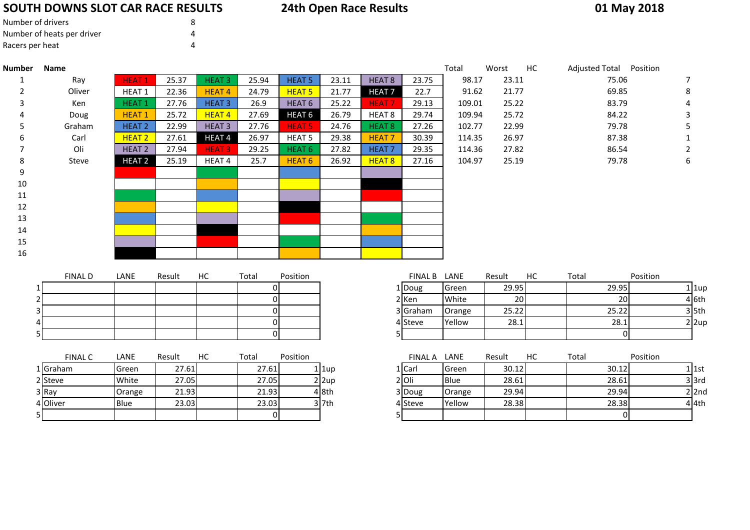# SOUTH DOWNS SLOT CAR RACE RESULTS

## 24th Open Race Results

**01 May 2018**

| | |
|---|---|
| Number of drivers | 8 |
| Number of heats per driver | 4 |
| Racers per heat | 4 |

| Number | Name | | | | | | | | | Total | Worst | HC | Adjusted Total | Position |
|---|---|---|---|---|---|---|---|---|---|---|---|---|---|---|
| 1 | Ray | HEAT 1 | 25.37 | HEAT 3 | 25.94 | HEAT 5 | 23.11 | HEAT 8 | 23.75 | 98.17 | 23.11 | | 75.06 | 7 |
| 2 | Oliver | HEAT 1 | 22.36 | HEAT 4 | 24.79 | HEAT 5 | 21.77 | HEAT 7 | 22.7 | 91.62 | 21.77 | | 69.85 | 8 |
| 3 | Ken | HEAT 1 | 27.76 | HEAT 3 | 26.9 | HEAT 6 | 25.22 | HEAT 7 | 29.13 | 109.01 | 25.22 | | 83.79 | 4 |
| 4 | Doug | HEAT 1 | 25.72 | HEAT 4 | 27.69 | HEAT 6 | 26.79 | HEAT 8 | 29.74 | 109.94 | 25.72 | | 84.22 | 3 |
| 5 | Graham | HEAT 2 | 22.99 | HEAT 3 | 27.76 | HEAT 5 | 24.76 | HEAT 8 | 27.26 | 102.77 | 22.99 | | 79.78 | 5 |
| 6 | Carl | HEAT 2 | 27.61 | HEAT 4 | 26.97 | HEAT 5 | 29.38 | HEAT 7 | 30.39 | 114.35 | 26.97 | | 87.38 | 1 |
| 7 | Oli | HEAT 2 | 27.94 | HEAT 3 | 29.25 | HEAT 6 | 27.82 | HEAT 7 | 29.35 | 114.36 | 27.82 | | 86.54 | 2 |
| 8 | Steve | HEAT 2 | 25.19 | HEAT 4 | 25.7 | HEAT 6 | 26.92 | HEAT 8 | 27.16 | 104.97 | 25.19 | | 79.78 | 6 |
| 9 | | | | | | | | | | | | | | |
| 10 | | | | | | | | | | | | | | |
| 11 | | | | | | | | | | | | | | |
| 12 | | | | | | | | | | | | | | |
| 13 | | | | | | | | | | | | | | |
| 14 | | | | | | | | | | | | | | |
| 15 | | | | | | | | | | | | | | |
| 16 | | | | | | | | | | | | | | |

| | FINAL D | LANE | Result | HC | Total | Position |
|---|---|---|---|---|---|---|
| 1 | | | | | 0 | |
| 2 | | | | | 0 | |
| 3 | | | | | 0 | |
| 4 | | | | | 0 | |
| 5 | | | | | 0 | |

| | FINAL B | LANE | Result | HC | Total | Position | |
|---|---|---|---|---|---|---|---|
| 1 | Doug | Green | 29.95 | | 29.95 | 1 | 1up |
| 2 | Ken | White | 20 | | 20 | 4 | 6th |
| 3 | Graham | Orange | 25.22 | | 25.22 | 3 | 5th |
| 4 | Steve | Yellow | 28.1 | | 28.1 | 2 | 2up |
| 5 | | | | | 0 | | |

| | FINAL C | LANE | Result | HC | Total | Position | |
|---|---|---|---|---|---|---|---|
| 1 | Graham | Green | 27.61 | | 27.61 | 1 | 1up |
| 2 | Steve | White | 27.05 | | 27.05 | 2 | 2up |
| 3 | Ray | Orange | 21.93 | | 21.93 | 4 | 8th |
| 4 | Oliver | Blue | 23.03 | | 23.03 | 3 | 7th |
| 5 | | | | | 0 | | |

| | FINAL A | LANE | Result | HC | Total | Position | |
|---|---|---|---|---|---|---|---|
| 1 | Carl | Green | 30.12 | | 30.12 | 1 | 1st |
| 2 | Oli | Blue | 28.61 | | 28.61 | 3 | 3rd |
| 3 | Doug | Orange | 29.94 | | 29.94 | 2 | 2nd |
| 4 | Steve | Yellow | 28.38 | | 28.38 | 4 | 4th |
| 5 | | | | | 0 | | |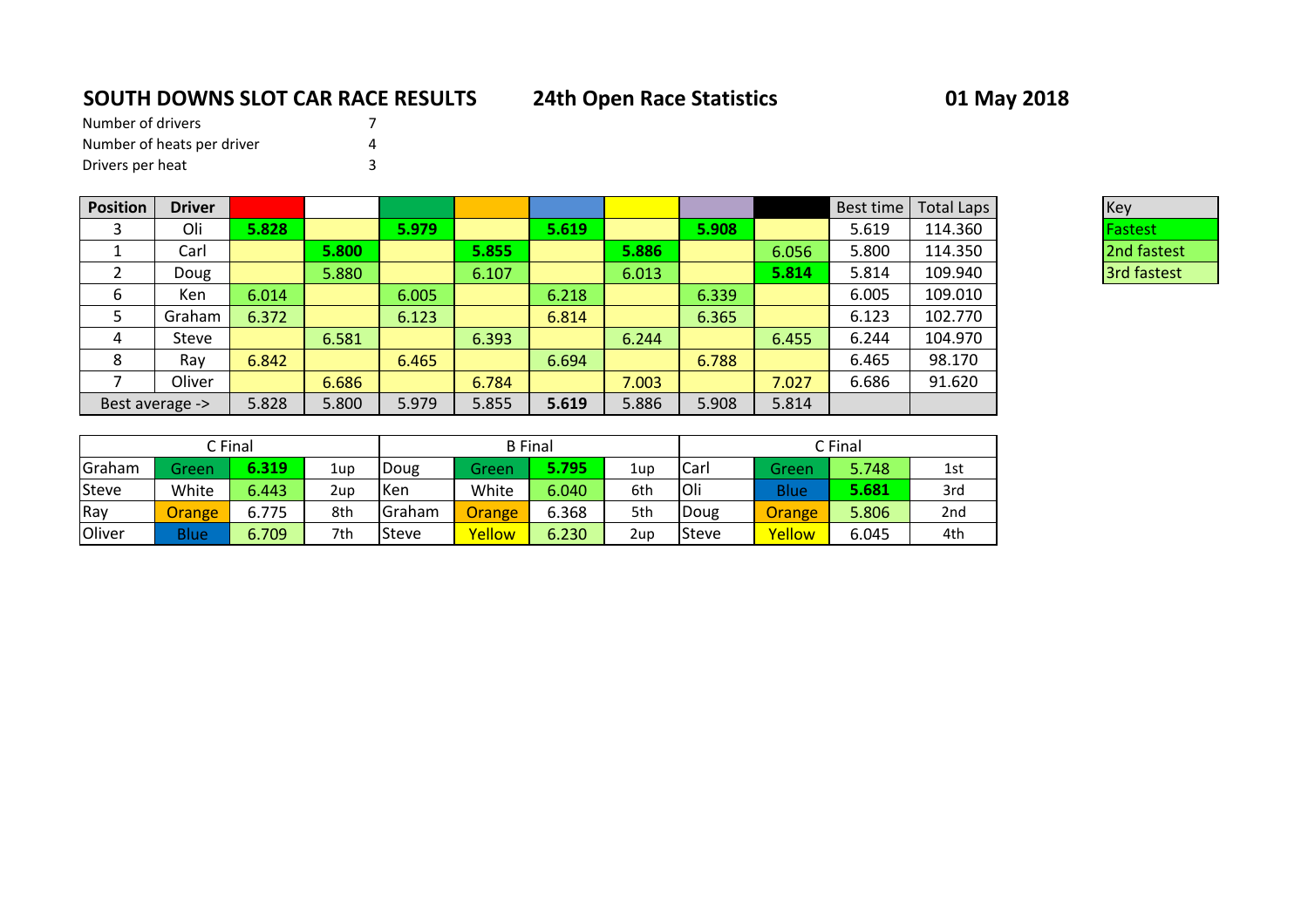**SOUTH DOWNS SLOT CAR RACE RESULTS** **24th Open Race Statistics** **01 May 2018**

Number of drivers 7
Number of heats per driver 4
Drivers per heat 3

| Position | Driver | | | | | | | | | Best time | Total Laps |
|---|---|---|---|---|---|---|---|---|---|---|---|
| 3 | Oli | **5.828** | | **5.979** | | **5.619** | | **5.908** | | 5.619 | 114.360 |
| 1 | Carl | | **5.800** | | **5.855** | | **5.886** | | 6.056 | 5.800 | 114.350 |
| 2 | Doug | | 5.880 | | 6.107 | | 6.013 | | **5.814** | 5.814 | 109.940 |
| 6 | Ken | 6.014 | | 6.005 | | 6.218 | | 6.339 | | 6.005 | 109.010 |
| 5 | Graham | 6.372 | | 6.123 | | 6.814 | | 6.365 | | 6.123 | 102.770 |
| 4 | Steve | | 6.581 | | 6.393 | | 6.244 | | 6.455 | 6.244 | 104.970 |
| 8 | Ray | 6.842 | | 6.465 | | 6.694 | | 6.788 | | 6.465 | 98.170 |
| 7 | Oliver | | 6.686 | | 6.784 | | 7.003 | | 7.027 | 6.686 | 91.620 |
| Best average -> | | 5.828 | 5.800 | 5.979 | 5.855 | **5.619** | 5.886 | 5.908 | 5.814 | | |

| Key |
|---|
| Fastest |
| 2nd fastest |
| 3rd fastest |

| C Final | | | | B Final | | | | C Final | | | |
|---|---|---|---|---|---|---|---|---|---|---|---|
| Graham | Green | **6.319** | 1up | Doug | Green | **5.795** | 1up | Carl | Green | 5.748 | 1st |
| Steve | White | 6.443 | 2up | Ken | White | 6.040 | 6th | Oli | Blue | **5.681** | 3rd |
| Ray | Orange | 6.775 | 8th | Graham | Orange | 6.368 | 5th | Doug | Orange | 5.806 | 2nd |
| Oliver | Blue | 6.709 | 7th | Steve | Yellow | 6.230 | 2up | Steve | Yellow | 6.045 | 4th |